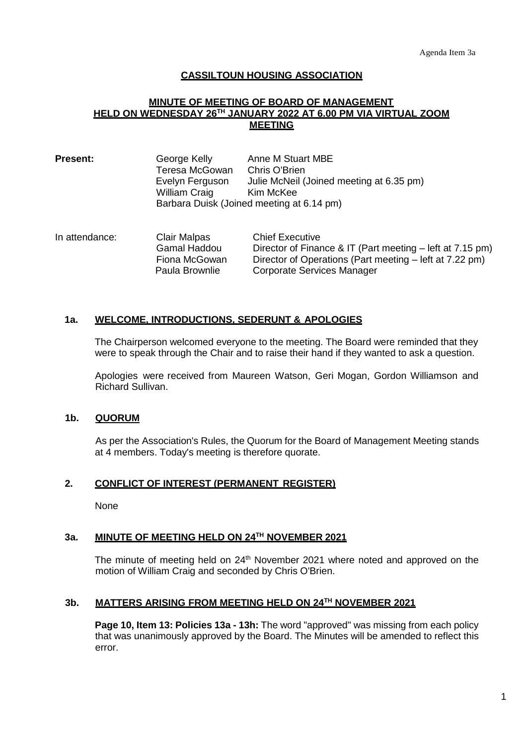Agenda Item 3a

# CASSILTOUN HOUSING ASSOCIATION

## MINUTE OF MEETING OF BOARD OF MANAGEMENT HELD ON WEDNESDAY 26TH JANUARY 2022 AT 6.00 PM VIA VIRTUAL ZOOM MEETING

**Present:**

George Kelly, Anne M Stuart MBE
Teresa McGowan, Chris O'Brien
Evelyn Ferguson, Julie McNeil (Joined meeting at 6.35 pm)
William Craig, Kim McKee
Barbara Duisk (Joined meeting at 6.14 pm)

**In attendance:**

| | |
|---|---|
| Clair Malpas | Chief Executive |
| Gamal Haddou | Director of Finance & IT (Part meeting – left at 7.15 pm) |
| Fiona McGowan | Director of Operations (Part meeting – left at 7.22 pm) |
| Paula Brownlie | Corporate Services Manager |

### 1a. WELCOME, INTRODUCTIONS, SEDERUNT & APOLOGIES

The Chairperson welcomed everyone to the meeting. The Board were reminded that they were to speak through the Chair and to raise their hand if they wanted to ask a question.

Apologies were received from Maureen Watson, Geri Mogan, Gordon Williamson and Richard Sullivan.

### 1b. QUORUM

As per the Association's Rules, the Quorum for the Board of Management Meeting stands at 4 members. Today's meeting is therefore quorate.

### 2. CONFLICT OF INTEREST (PERMANENT REGISTER)

None

### 3a. MINUTE OF MEETING HELD ON 24TH NOVEMBER 2021

The minute of meeting held on 24th November 2021 where noted and approved on the motion of William Craig and seconded by Chris O'Brien.

### 3b. MATTERS ARISING FROM MEETING HELD ON 24TH NOVEMBER 2021

**Page 10, Item 13: Policies 13a - 13h:** The word "approved" was missing from each policy that was unanimously approved by the Board. The Minutes will be amended to reflect this error.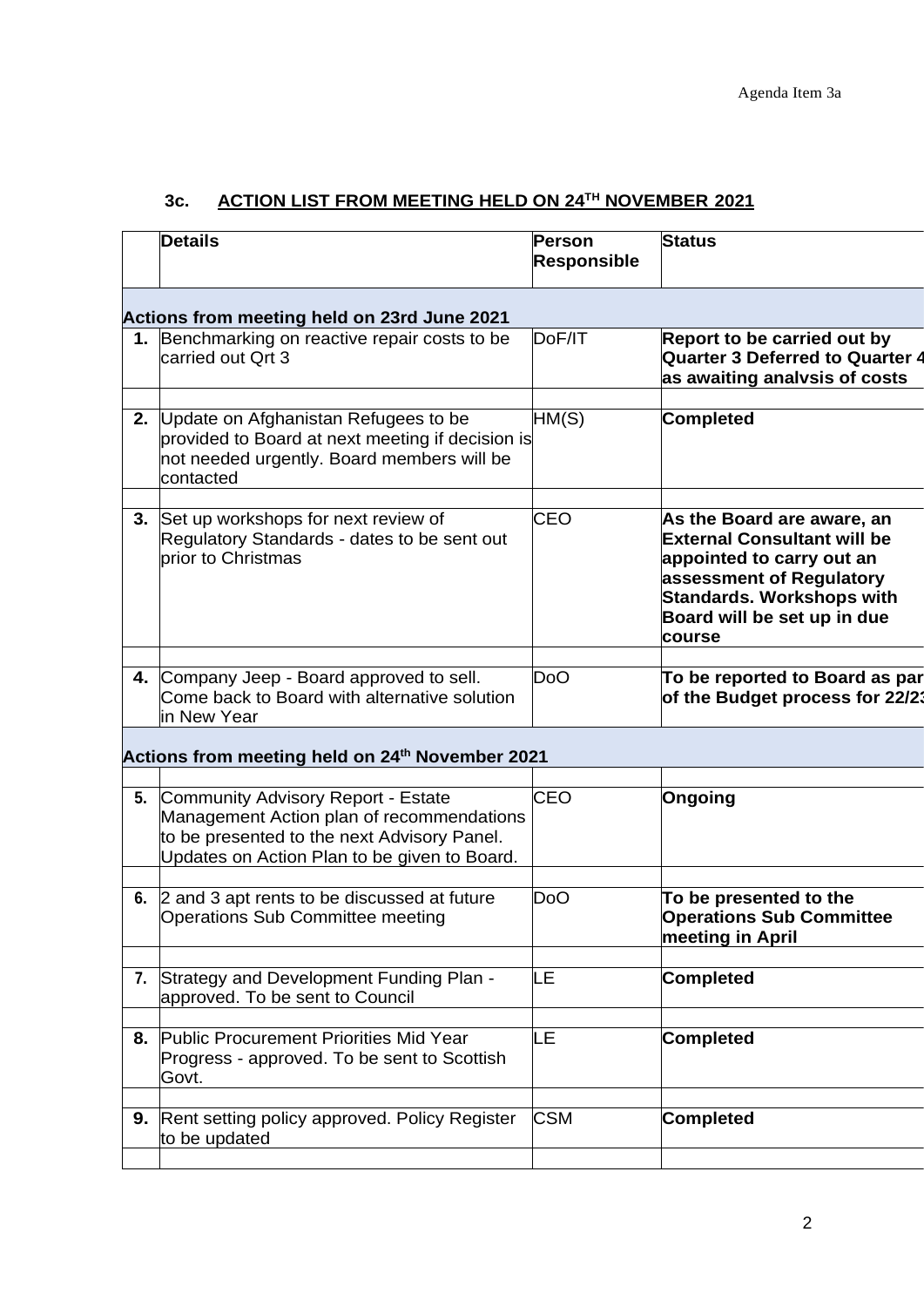Agenda Item 3a

### 3c. ACTION LIST FROM MEETING HELD ON 24TH NOVEMBER 2021

| | Details | Person Responsible | Status |
|---|---|---|---|
| **Actions from meeting held on 23rd June 2021** | | | |
| **1.** | Benchmarking on reactive repair costs to be carried out Qrt 3 | DoF/IT | **Report to be carried out by Quarter 3 Deferred to Quarter 4 as awaiting analysis of costs** |
| **2.** | Update on Afghanistan Refugees to be provided to Board at next meeting if decision is not needed urgently. Board members will be contacted | HM(S) | **Completed** |
| **3.** | Set up workshops for next review of Regulatory Standards - dates to be sent out prior to Christmas | CEO | **As the Board are aware, an External Consultant will be appointed to carry out an assessment of Regulatory Standards. Workshops with Board will be set up in due course** |
| **4.** | Company Jeep - Board approved to sell. Come back to Board with alternative solution in New Year | DoO | **To be reported to Board as part of the Budget process for 22/23** |
| **Actions from meeting held on 24th November 2021** | | | |
| **5.** | Community Advisory Report - Estate Management Action plan of recommendations to be presented to the next Advisory Panel. Updates on Action Plan to be given to Board. | CEO | **Ongoing** |
| **6.** | 2 and 3 apt rents to be discussed at future Operations Sub Committee meeting | DoO | **To be presented to the Operations Sub Committee meeting in April** |
| **7.** | Strategy and Development Funding Plan - approved. To be sent to Council | LE | **Completed** |
| **8.** | Public Procurement Priorities Mid Year Progress - approved. To be sent to Scottish Govt. | LE | **Completed** |
| **9.** | Rent setting policy approved. Policy Register to be updated | CSM | **Completed** |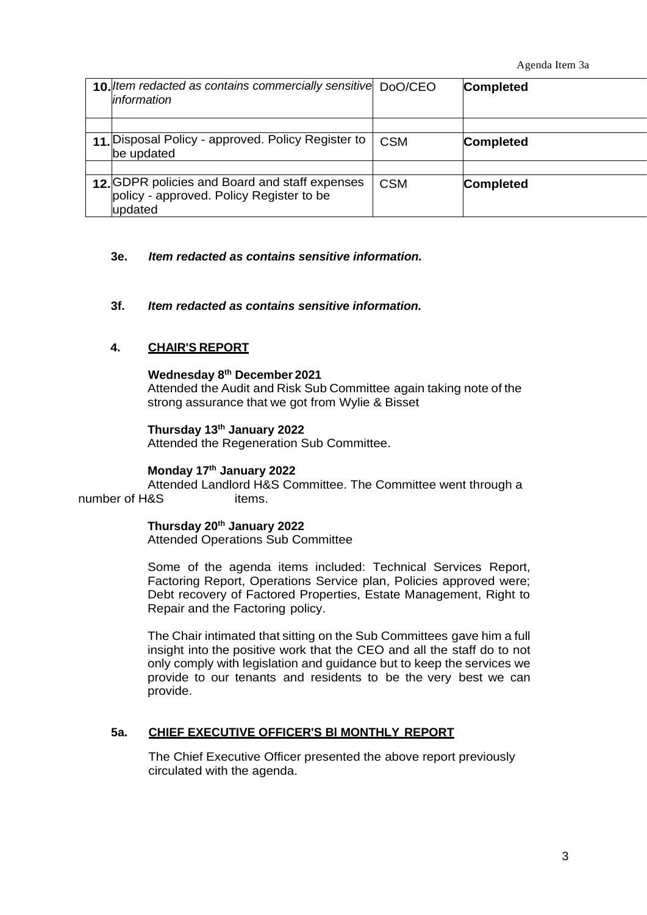| | | | |
|---|---|---|---|
| **10.** | *Item redacted as contains commercially sensitive information* | DoO/CEO | **Completed** |
| | | | |
| **11.** | Disposal Policy - approved. Policy Register to be updated | CSM | **Completed** |
| | | | |
| **12.** | GDPR policies and Board and staff expenses policy - approved. Policy Register to be updated | CSM | **Completed** |

**3e.** ***Item redacted as contains sensitive information.***

**3f.** ***Item redacted as contains sensitive information.***

## 4. CHAIR'S REPORT

**Wednesday 8th December 2021**
Attended the Audit and Risk Sub Committee again taking note of the strong assurance that we got from Wylie & Bisset

**Thursday 13th January 2022**
Attended the Regeneration Sub Committee.

**Monday 17th January 2022**
Attended Landlord H&S Committee. The Committee went through a number of H&S items.

**Thursday 20th January 2022**
Attended Operations Sub Committee

Some of the agenda items included: Technical Services Report, Factoring Report, Operations Service plan, Policies approved were; Debt recovery of Factored Properties, Estate Management, Right to Repair and the Factoring policy.

The Chair intimated that sitting on the Sub Committees gave him a full insight into the positive work that the CEO and all the staff do to not only comply with legislation and guidance but to keep the services we provide to our tenants and residents to be the very best we can provide.

## 5a. CHIEF EXECUTIVE OFFICER'S BI MONTHLY REPORT

The Chief Executive Officer presented the above report previously circulated with the agenda.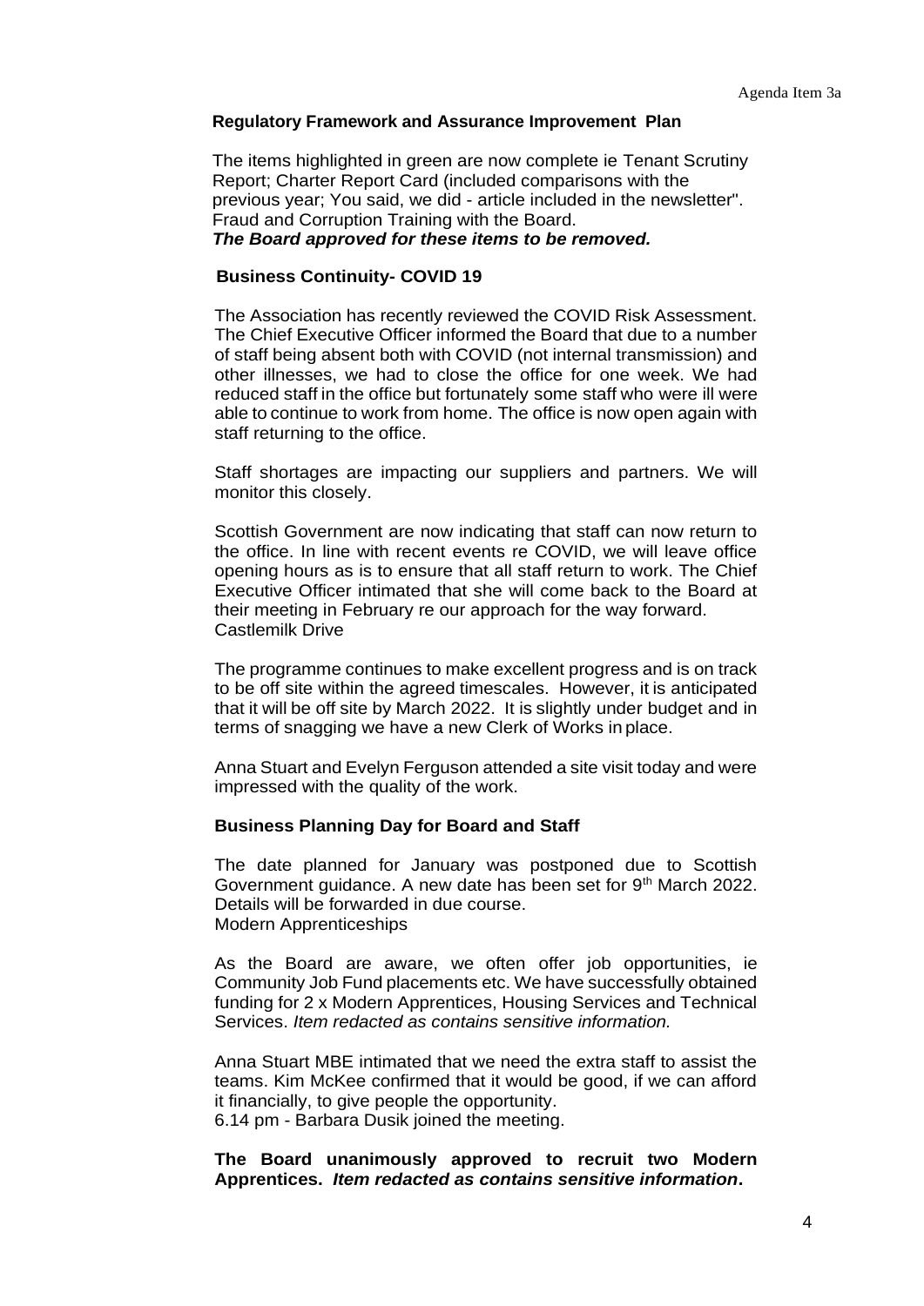Agenda Item 3a

**Regulatory Framework and Assurance Improvement Plan**

The items highlighted in green are now complete ie Tenant Scrutiny Report; Charter Report Card (included comparisons with the previous year; You said, we did - article included in the newsletter". Fraud and Corruption Training with the Board.
***The Board approved for these items to be removed.***

**Business Continuity- COVID 19**

The Association has recently reviewed the COVID Risk Assessment. The Chief Executive Officer informed the Board that due to a number of staff being absent both with COVID (not internal transmission) and other illnesses, we had to close the office for one week. We had reduced staff in the office but fortunately some staff who were ill were able to continue to work from home. The office is now open again with staff returning to the office.

Staff shortages are impacting our suppliers and partners. We will monitor this closely.

Scottish Government are now indicating that staff can now return to the office. In line with recent events re COVID, we will leave office opening hours as is to ensure that all staff return to work. The Chief Executive Officer intimated that she will come back to the Board at their meeting in February re our approach for the way forward.
Castlemilk Drive

The programme continues to make excellent progress and is on track to be off site within the agreed timescales. However, it is anticipated that it will be off site by March 2022. It is slightly under budget and in terms of snagging we have a new Clerk of Works in place.

Anna Stuart and Evelyn Ferguson attended a site visit today and were impressed with the quality of the work.

**Business Planning Day for Board and Staff**

The date planned for January was postponed due to Scottish Government guidance. A new date has been set for 9th March 2022. Details will be forwarded in due course.
Modern Apprenticeships

As the Board are aware, we often offer job opportunities, ie Community Job Fund placements etc. We have successfully obtained funding for 2 x Modern Apprentices, Housing Services and Technical Services. *Item redacted as contains sensitive information.*

Anna Stuart MBE intimated that we need the extra staff to assist the teams. Kim McKee confirmed that it would be good, if we can afford it financially, to give people the opportunity.
6.14 pm - Barbara Dusik joined the meeting.

**The Board unanimously approved to recruit two Modern Apprentices. *Item redacted as contains sensitive information*.**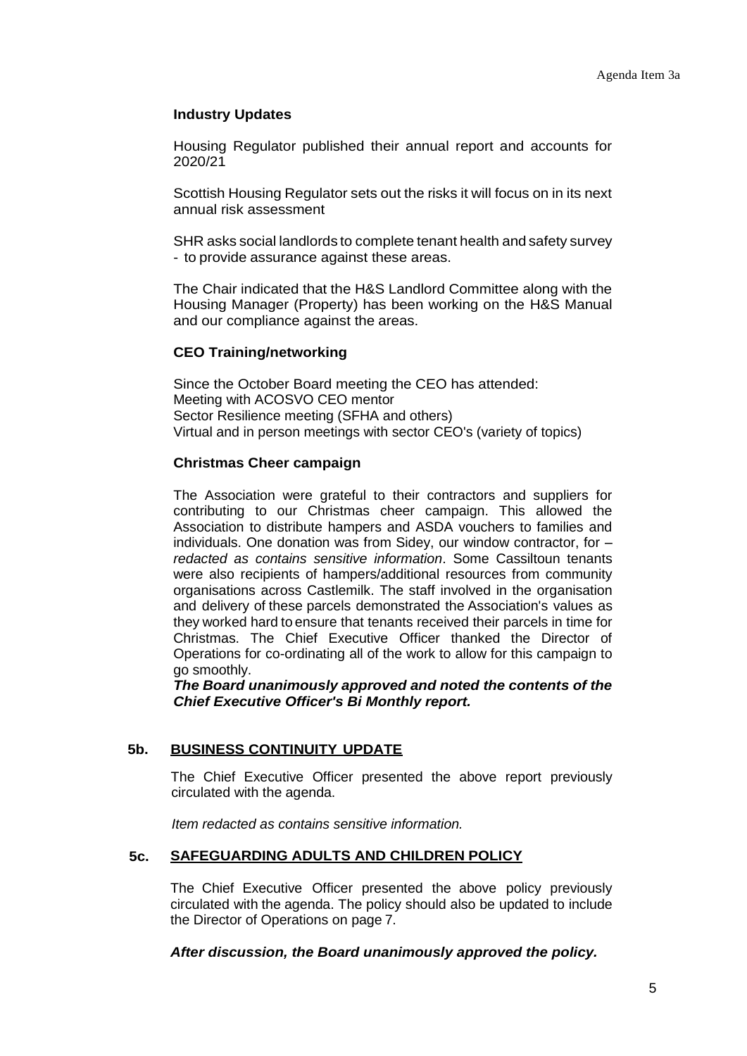#### Industry Updates

Housing Regulator published their annual report and accounts for 2020/21

Scottish Housing Regulator sets out the risks it will focus on in its next annual risk assessment

SHR asks social landlords to complete tenant health and safety survey - to provide assurance against these areas.

The Chair indicated that the H&S Landlord Committee along with the Housing Manager (Property) has been working on the H&S Manual and our compliance against the areas.

#### CEO Training/networking

Since the October Board meeting the CEO has attended:
Meeting with ACOSVO CEO mentor
Sector Resilience meeting (SFHA and others)
Virtual and in person meetings with sector CEO's (variety of topics)

#### Christmas Cheer campaign

The Association were grateful to their contractors and suppliers for contributing to our Christmas cheer campaign. This allowed the Association to distribute hampers and ASDA vouchers to families and individuals. One donation was from Sidey, our window contractor, for – *redacted as contains sensitive information*. Some Cassiltoun tenants were also recipients of hampers/additional resources from community organisations across Castlemilk. The staff involved in the organisation and delivery of these parcels demonstrated the Association's values as they worked hard to ensure that tenants received their parcels in time for Christmas. The Chief Executive Officer thanked the Director of Operations for co-ordinating all of the work to allow for this campaign to go smoothly.

***The Board unanimously approved and noted the contents of the Chief Executive Officer's Bi Monthly report.***

## 5b. BUSINESS CONTINUITY UPDATE

The Chief Executive Officer presented the above report previously circulated with the agenda.

*Item redacted as contains sensitive information.*

## 5c. SAFEGUARDING ADULTS AND CHILDREN POLICY

The Chief Executive Officer presented the above policy previously circulated with the agenda. The policy should also be updated to include the Director of Operations on page 7.

***After discussion, the Board unanimously approved the policy.***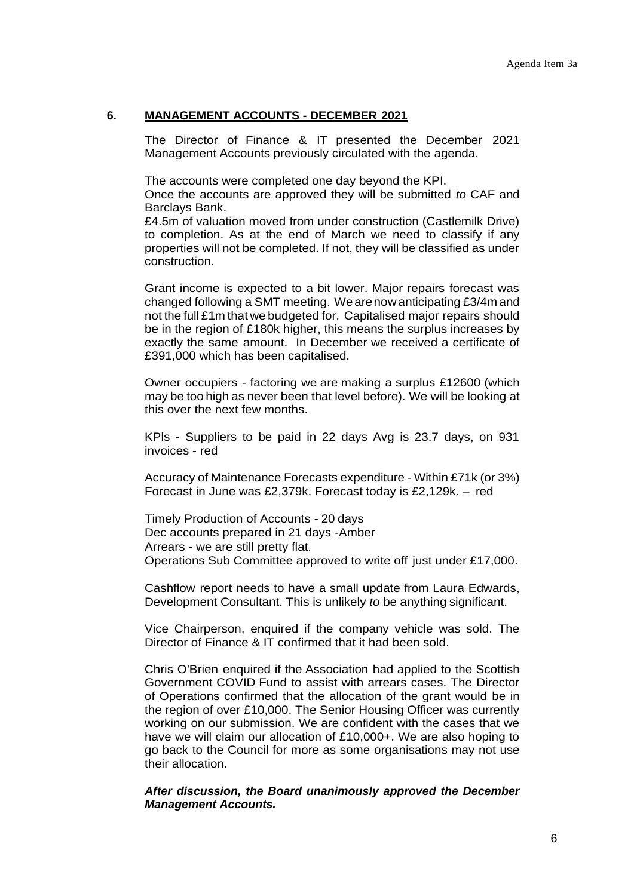## 6. MANAGEMENT ACCOUNTS - DECEMBER 2021

The Director of Finance & IT presented the December 2021 Management Accounts previously circulated with the agenda.

The accounts were completed one day beyond the KPI.
Once the accounts are approved they will be submitted *to* CAF and Barclays Bank.
£4.5m of valuation moved from under construction (Castlemilk Drive) to completion. As at the end of March we need to classify if any properties will not be completed. If not, they will be classified as under construction.

Grant income is expected to a bit lower. Major repairs forecast was changed following a SMT meeting. We are now anticipating £3/4m and not the full £1m that we budgeted for. Capitalised major repairs should be in the region of £180k higher, this means the surplus increases by exactly the same amount. In December we received a certificate of £391,000 which has been capitalised.

Owner occupiers - factoring we are making a surplus £12600 (which may be too high as never been that level before). We will be looking at this over the next few months.

KPls - Suppliers to be paid in 22 days Avg is 23.7 days, on 931 invoices - red

Accuracy of Maintenance Forecasts expenditure - Within £71k (or 3%) Forecast in June was £2,379k. Forecast today is £2,129k. – red

Timely Production of Accounts - 20 days
Dec accounts prepared in 21 days -Amber
Arrears - we are still pretty flat.
Operations Sub Committee approved to write off just under £17,000.

Cashflow report needs to have a small update from Laura Edwards, Development Consultant. This is unlikely *to* be anything significant.

Vice Chairperson, enquired if the company vehicle was sold. The Director of Finance & IT confirmed that it had been sold.

Chris O'Brien enquired if the Association had applied to the Scottish Government COVID Fund to assist with arrears cases. The Director of Operations confirmed that the allocation of the grant would be in the region of over £10,000. The Senior Housing Officer was currently working on our submission. We are confident with the cases that we have we will claim our allocation of £10,000+. We are also hoping to go back to the Council for more as some organisations may not use their allocation.

***After discussion, the Board unanimously approved the December Management Accounts.***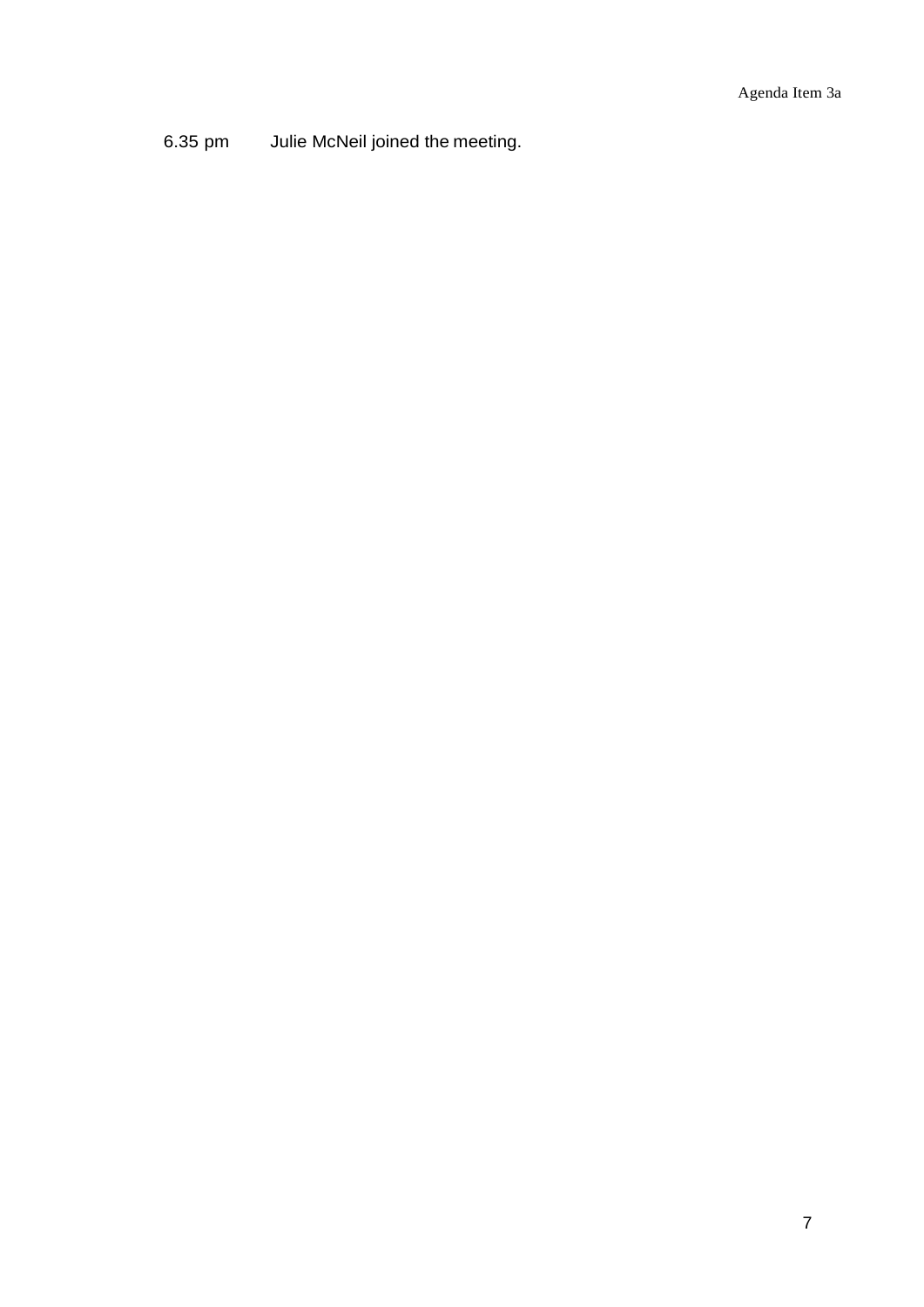6.35 pm Julie McNeil joined the meeting.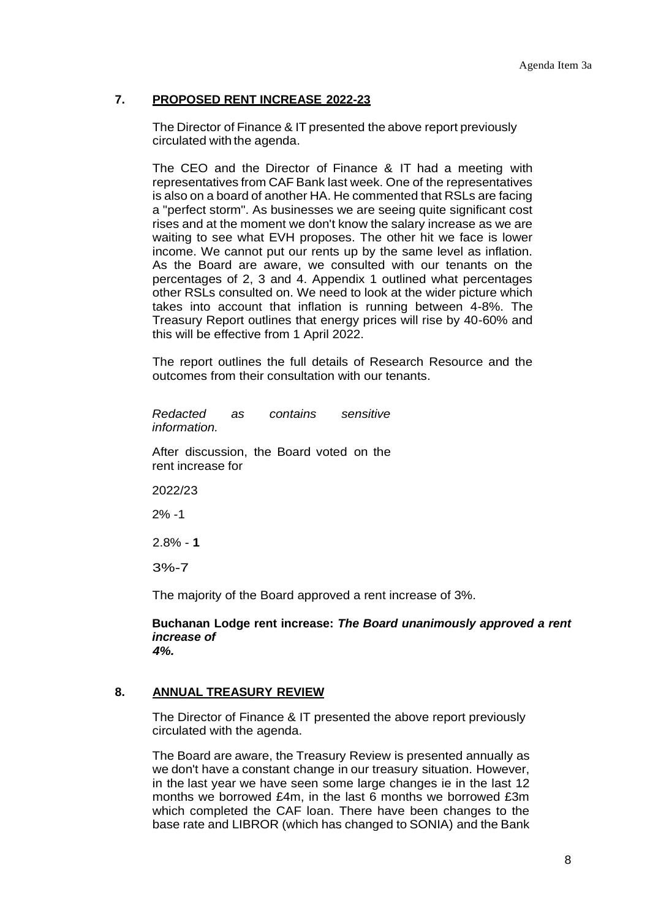## 7. PROPOSED RENT INCREASE 2022-23

The Director of Finance & IT presented the above report previously circulated with the agenda.

The CEO and the Director of Finance & IT had a meeting with representatives from CAF Bank last week. One of the representatives is also on a board of another HA. He commented that RSLs are facing a "perfect storm". As businesses we are seeing quite significant cost rises and at the moment we don't know the salary increase as we are waiting to see what EVH proposes. The other hit we face is lower income. We cannot put our rents up by the same level as inflation. As the Board are aware, we consulted with our tenants on the percentages of 2, 3 and 4. Appendix 1 outlined what percentages other RSLs consulted on. We need to look at the wider picture which takes into account that inflation is running between 4-8%. The Treasury Report outlines that energy prices will rise by 40-60% and this will be effective from 1 April 2022.

The report outlines the full details of Research Resource and the outcomes from their consultation with our tenants.

*Redacted as contains sensitive information.*

After discussion, the Board voted on the rent increase for

2022/23

2% -1

2.8% - **1**

3%-7

The majority of the Board approved a rent increase of 3%.

**Buchanan Lodge rent increase:** ***The Board unanimously approved a rent increase of 4%.***

## 8. ANNUAL TREASURY REVIEW

The Director of Finance & IT presented the above report previously circulated with the agenda.

The Board are aware, the Treasury Review is presented annually as we don't have a constant change in our treasury situation. However, in the last year we have seen some large changes ie in the last 12 months we borrowed £4m, in the last 6 months we borrowed £3m which completed the CAF loan. There have been changes to the base rate and LIBROR (which has changed to SONIA) and the Bank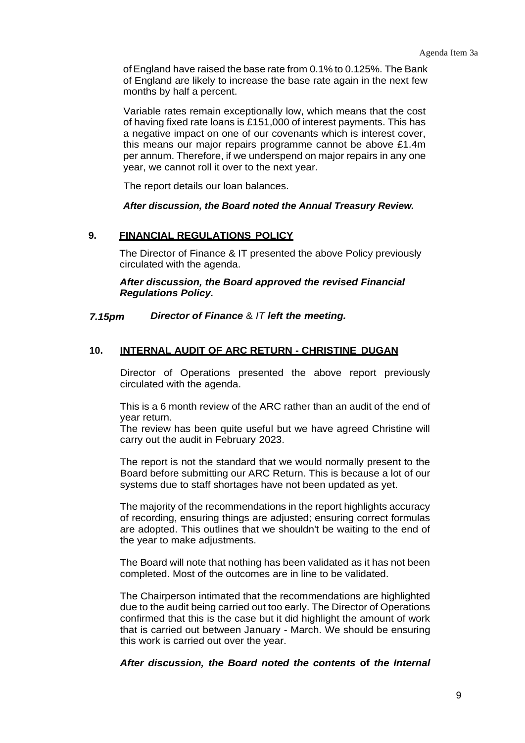of England have raised the base rate from 0.1% to 0.125%. The Bank of England are likely to increase the base rate again in the next few months by half a percent.

Variable rates remain exceptionally low, which means that the cost of having fixed rate loans is £151,000 of interest payments. This has a negative impact on one of our covenants which is interest cover, this means our major repairs programme cannot be above £1.4m per annum. Therefore, if we underspend on major repairs in any one year, we cannot roll it over to the next year.

The report details our loan balances.

***After discussion, the Board noted the Annual Treasury Review.***

## 9. FINANCIAL REGULATIONS POLICY

The Director of Finance & IT presented the above Policy previously circulated with the agenda.

***After discussion, the Board approved the revised Financial Regulations Policy.***

***7.15pm Director of Finance & IT left the meeting.***

## 10. INTERNAL AUDIT OF ARC RETURN - CHRISTINE DUGAN

Director of Operations presented the above report previously circulated with the agenda.

This is a 6 month review of the ARC rather than an audit of the end of year return.
The review has been quite useful but we have agreed Christine will carry out the audit in February 2023.

The report is not the standard that we would normally present to the Board before submitting our ARC Return. This is because a lot of our systems due to staff shortages have not been updated as yet.

The majority of the recommendations in the report highlights accuracy of recording, ensuring things are adjusted; ensuring correct formulas are adopted. This outlines that we shouldn't be waiting to the end of the year to make adjustments.

The Board will note that nothing has been validated as it has not been completed. Most of the outcomes are in line to be validated.

The Chairperson intimated that the recommendations are highlighted due to the audit being carried out too early. The Director of Operations confirmed that this is the case but it did highlight the amount of work that is carried out between January - March. We should be ensuring this work is carried out over the year.

***After discussion, the Board noted the contents of the Internal***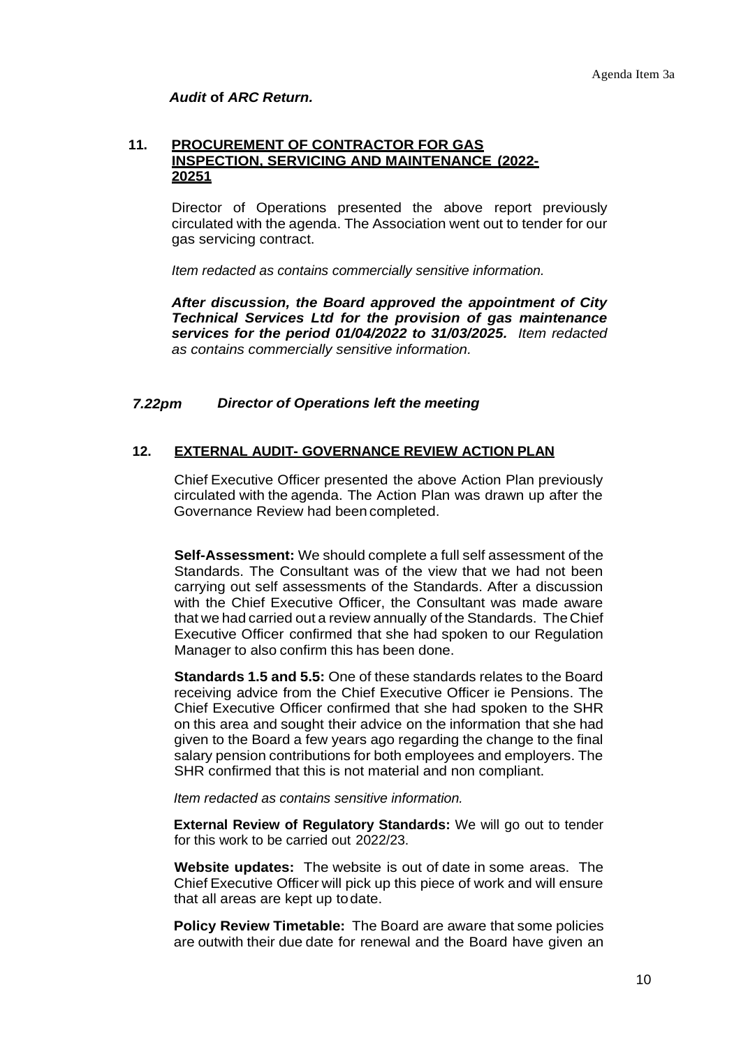*Audit* **of** *ARC Return.*

## 11. PROCUREMENT OF CONTRACTOR FOR GAS INSPECTION, SERVICING AND MAINTENANCE (2022-20251

Director of Operations presented the above report previously circulated with the agenda. The Association went out to tender for our gas servicing contract.

*Item redacted as contains commercially sensitive information.*

***After discussion, the Board approved the appointment of City Technical Services Ltd for the provision of gas maintenance services for the period 01/04/2022 to 31/03/2025.*** *Item redacted as contains commercially sensitive information.*

***7.22pm Director of Operations left the meeting***

## 12. EXTERNAL AUDIT- GOVERNANCE REVIEW ACTION PLAN

Chief Executive Officer presented the above Action Plan previously circulated with the agenda. The Action Plan was drawn up after the Governance Review had been completed.

**Self-Assessment:** We should complete a full self assessment of the Standards. The Consultant was of the view that we had not been carrying out self assessments of the Standards. After a discussion with the Chief Executive Officer, the Consultant was made aware that we had carried out a review annually of the Standards. The Chief Executive Officer confirmed that she had spoken to our Regulation Manager to also confirm this has been done.

**Standards 1.5 and 5.5:** One of these standards relates to the Board receiving advice from the Chief Executive Officer ie Pensions. The Chief Executive Officer confirmed that she had spoken to the SHR on this area and sought their advice on the information that she had given to the Board a few years ago regarding the change to the final salary pension contributions for both employees and employers. The SHR confirmed that this is not material and non compliant.

*Item redacted as contains sensitive information.*

**External Review of Regulatory Standards:** We will go out to tender for this work to be carried out 2022/23.

**Website updates:** The website is out of date in some areas. The Chief Executive Officer will pick up this piece of work and will ensure that all areas are kept up to date.

**Policy Review Timetable:** The Board are aware that some policies are outwith their due date for renewal and the Board have given an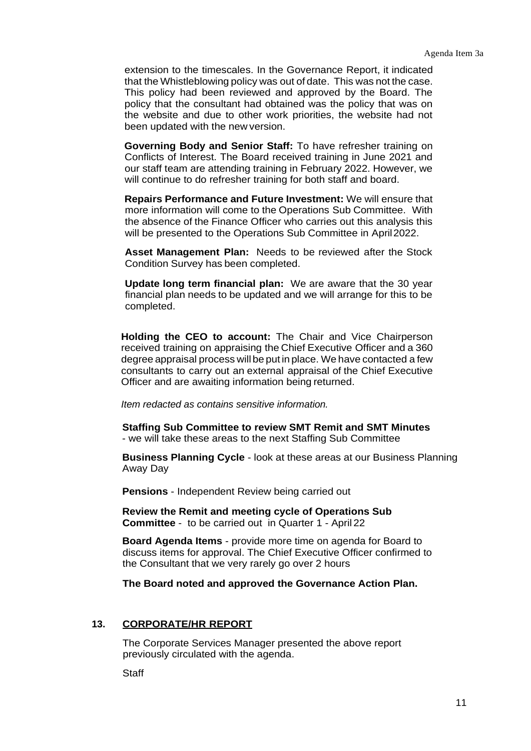extension to the timescales. In the Governance Report, it indicated that the Whistleblowing policy was out of date. This was not the case. This policy had been reviewed and approved by the Board. The policy that the consultant had obtained was the policy that was on the website and due to other work priorities, the website had not been updated with the new version.

**Governing Body and Senior Staff:** To have refresher training on Conflicts of Interest. The Board received training in June 2021 and our staff team are attending training in February 2022. However, we will continue to do refresher training for both staff and board.

**Repairs Performance and Future Investment:** We will ensure that more information will come to the Operations Sub Committee. With the absence of the Finance Officer who carries out this analysis this will be presented to the Operations Sub Committee in April 2022.

**Asset Management Plan:** Needs to be reviewed after the Stock Condition Survey has been completed.

**Update long term financial plan:** We are aware that the 30 year financial plan needs to be updated and we will arrange for this to be completed.

**Holding the CEO to account:** The Chair and Vice Chairperson received training on appraising the Chief Executive Officer and a 360 degree appraisal process will be put in place. We have contacted a few consultants to carry out an external appraisal of the Chief Executive Officer and are awaiting information being returned.

*Item redacted as contains sensitive information.*

**Staffing Sub Committee to review SMT Remit and SMT Minutes** - we will take these areas to the next Staffing Sub Committee

**Business Planning Cycle** - look at these areas at our Business Planning Away Day

**Pensions** - Independent Review being carried out

**Review the Remit and meeting cycle of Operations Sub Committee** - to be carried out in Quarter 1 - April 22

**Board Agenda Items** - provide more time on agenda for Board to discuss items for approval. The Chief Executive Officer confirmed to the Consultant that we very rarely go over 2 hours

**The Board noted and approved the Governance Action Plan.**

## 13. CORPORATE/HR REPORT

The Corporate Services Manager presented the above report previously circulated with the agenda.

Staff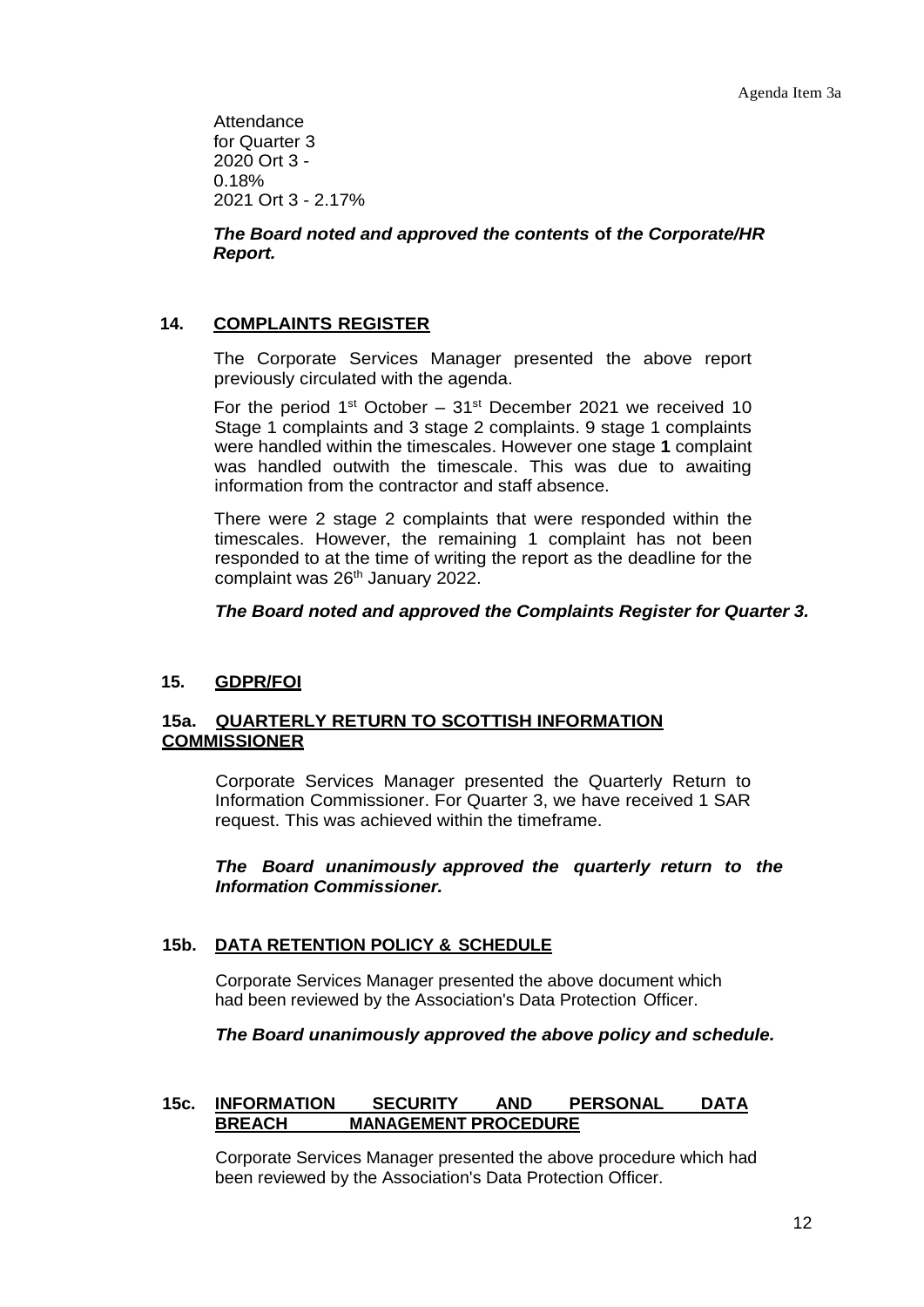Attendance
for Quarter 3
2020 Ort 3 -
0.18%
2021 Ort 3 - 2.17%

***The Board noted and approved the contents of the Corporate/HR Report.***

## 14. COMPLAINTS REGISTER

The Corporate Services Manager presented the above report previously circulated with the agenda.

For the period 1st October – 31st December 2021 we received 10 Stage 1 complaints and 3 stage 2 complaints. 9 stage 1 complaints were handled within the timescales. However one stage **1** complaint was handled outwith the timescale. This was due to awaiting information from the contractor and staff absence.

There were 2 stage 2 complaints that were responded within the timescales. However, the remaining 1 complaint has not been responded to at the time of writing the report as the deadline for the complaint was 26th January 2022.

***The Board noted and approved the Complaints Register for Quarter 3.***

## 15. GDPR/FOI

### 15a. QUARTERLY RETURN TO SCOTTISH INFORMATION COMMISSIONER

Corporate Services Manager presented the Quarterly Return to Information Commissioner. For Quarter 3, we have received 1 SAR request. This was achieved within the timeframe.

***The Board unanimously approved the quarterly return to the Information Commissioner.***

### 15b. DATA RETENTION POLICY & SCHEDULE

Corporate Services Manager presented the above document which had been reviewed by the Association's Data Protection Officer.

***The Board unanimously approved the above policy and schedule.***

### 15c. INFORMATION SECURITY AND PERSONAL DATA BREACH MANAGEMENT PROCEDURE

Corporate Services Manager presented the above procedure which had been reviewed by the Association's Data Protection Officer.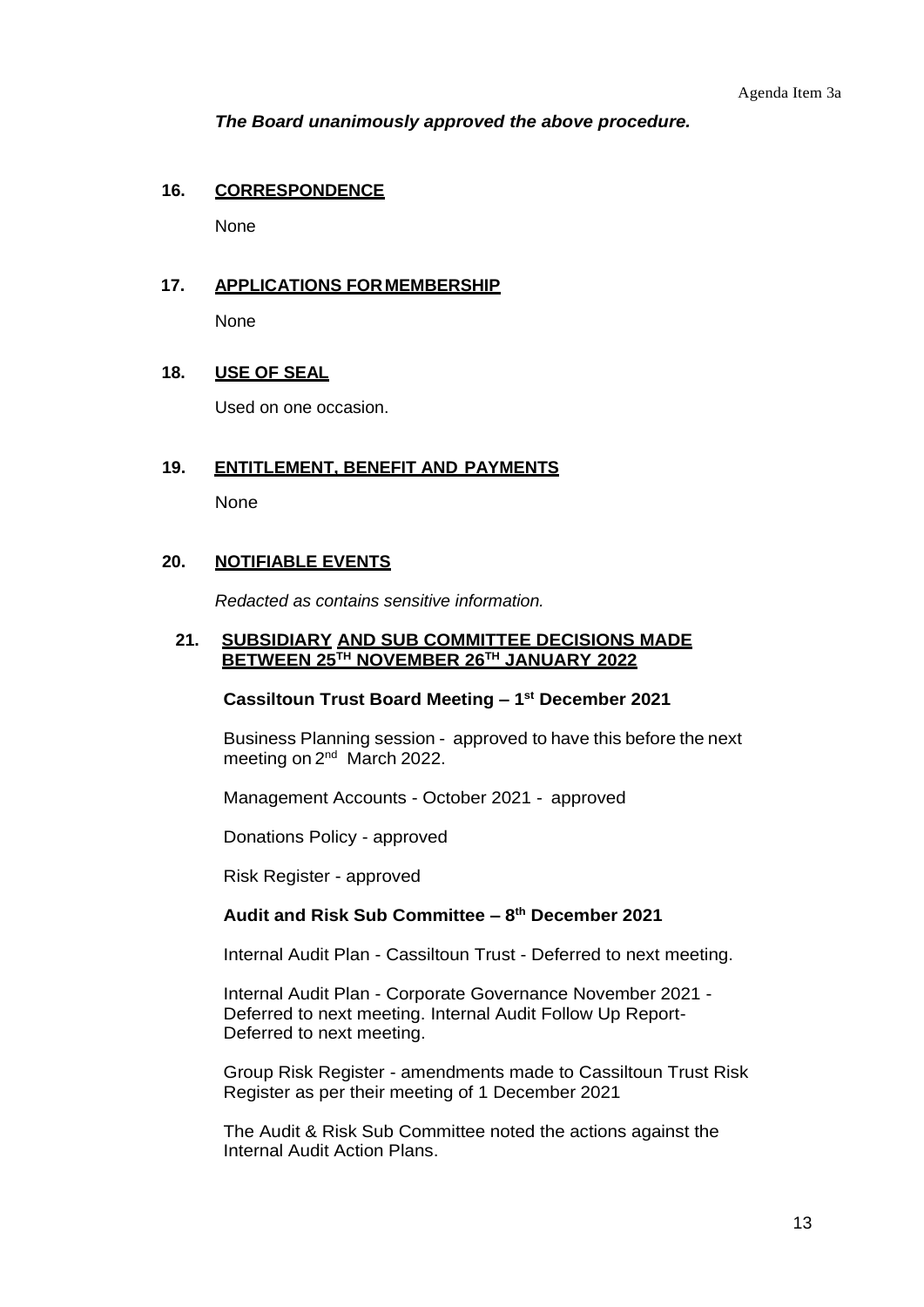*The Board unanimously approved the above procedure.*

## 16. CORRESPONDENCE

None

## 17. APPLICATIONS FOR MEMBERSHIP

None

## 18. USE OF SEAL

Used on one occasion.

## 19. ENTITLEMENT, BENEFIT AND PAYMENTS

None

## 20. NOTIFIABLE EVENTS

*Redacted as contains sensitive information.*

## 21. SUBSIDIARY AND SUB COMMITTEE DECISIONS MADE BETWEEN 25TH NOVEMBER 26TH JANUARY 2022

**Cassiltoun Trust Board Meeting – 1st December 2021**

Business Planning session - approved to have this before the next meeting on 2nd March 2022.

Management Accounts - October 2021 - approved

Donations Policy - approved

Risk Register - approved

**Audit and Risk Sub Committee – 8th December 2021**

Internal Audit Plan - Cassiltoun Trust - Deferred to next meeting.

Internal Audit Plan - Corporate Governance November 2021 - Deferred to next meeting. Internal Audit Follow Up Report- Deferred to next meeting.

Group Risk Register - amendments made to Cassiltoun Trust Risk Register as per their meeting of 1 December 2021

The Audit & Risk Sub Committee noted the actions against the Internal Audit Action Plans.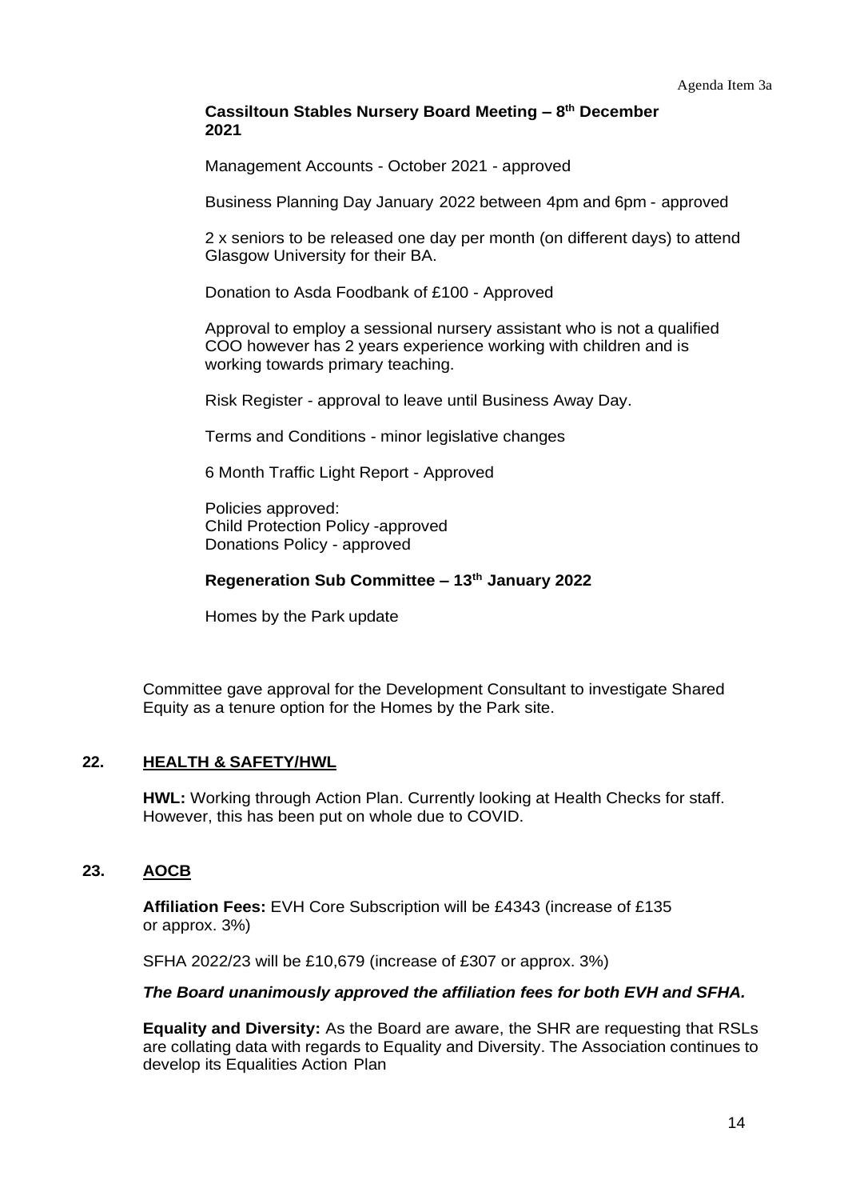**Cassiltoun Stables Nursery Board Meeting – 8th December 2021**

Management Accounts - October 2021 - approved

Business Planning Day January 2022 between 4pm and 6pm - approved

2 x seniors to be released one day per month (on different days) to attend Glasgow University for their BA.

Donation to Asda Foodbank of £100 - Approved

Approval to employ a sessional nursery assistant who is not a qualified COO however has 2 years experience working with children and is working towards primary teaching.

Risk Register - approval to leave until Business Away Day.

Terms and Conditions - minor legislative changes

6 Month Traffic Light Report - Approved

Policies approved:
Child Protection Policy -approved
Donations Policy - approved

**Regeneration Sub Committee – 13th January 2022**

Homes by the Park update

Committee gave approval for the Development Consultant to investigate Shared Equity as a tenure option for the Homes by the Park site.

## 22. HEALTH & SAFETY/HWL

**HWL:** Working through Action Plan. Currently looking at Health Checks for staff. However, this has been put on whole due to COVID.

## 23. AOCB

**Affiliation Fees:** EVH Core Subscription will be £4343 (increase of £135 or approx. 3%)

SFHA 2022/23 will be £10,679 (increase of £307 or approx. 3%)

***The Board unanimously approved the affiliation fees for both EVH and SFHA.***

**Equality and Diversity:** As the Board are aware, the SHR are requesting that RSLs are collating data with regards to Equality and Diversity. The Association continues to develop its Equalities Action Plan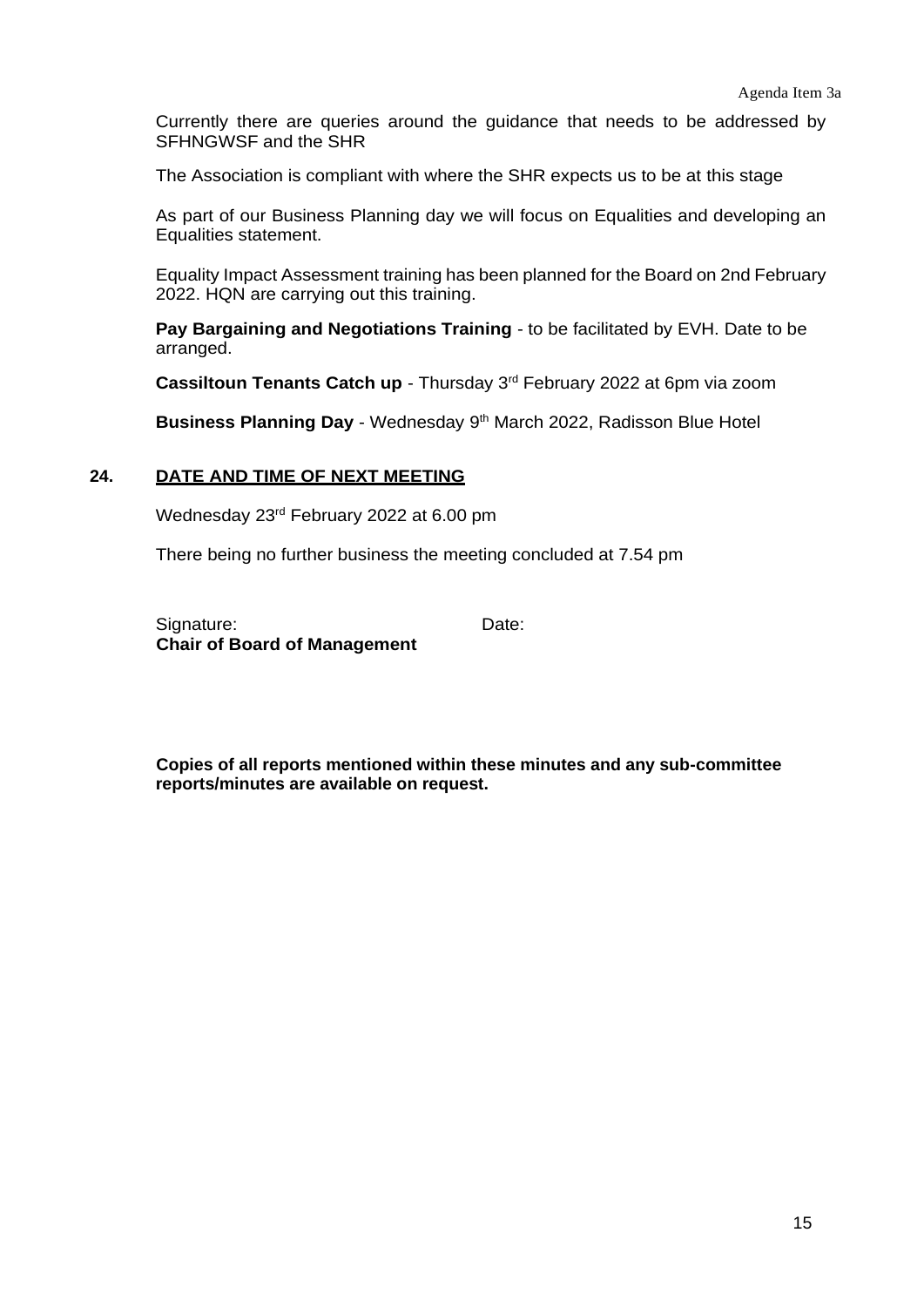Currently there are queries around the guidance that needs to be addressed by SFHNGWSF and the SHR

The Association is compliant with where the SHR expects us to be at this stage

As part of our Business Planning day we will focus on Equalities and developing an Equalities statement.

Equality Impact Assessment training has been planned for the Board on 2nd February 2022. HQN are carrying out this training.

**Pay Bargaining and Negotiations Training** - to be facilitated by EVH. Date to be arranged.

**Cassiltoun Tenants Catch up** - Thursday 3rd February 2022 at 6pm via zoom

**Business Planning Day** - Wednesday 9th March 2022, Radisson Blue Hotel

## 24. DATE AND TIME OF NEXT MEETING

Wednesday 23rd February 2022 at 6.00 pm

There being no further business the meeting concluded at 7.54 pm

Signature: Date:
**Chair of Board of Management**

**Copies of all reports mentioned within these minutes and any sub-committee reports/minutes are available on request.**